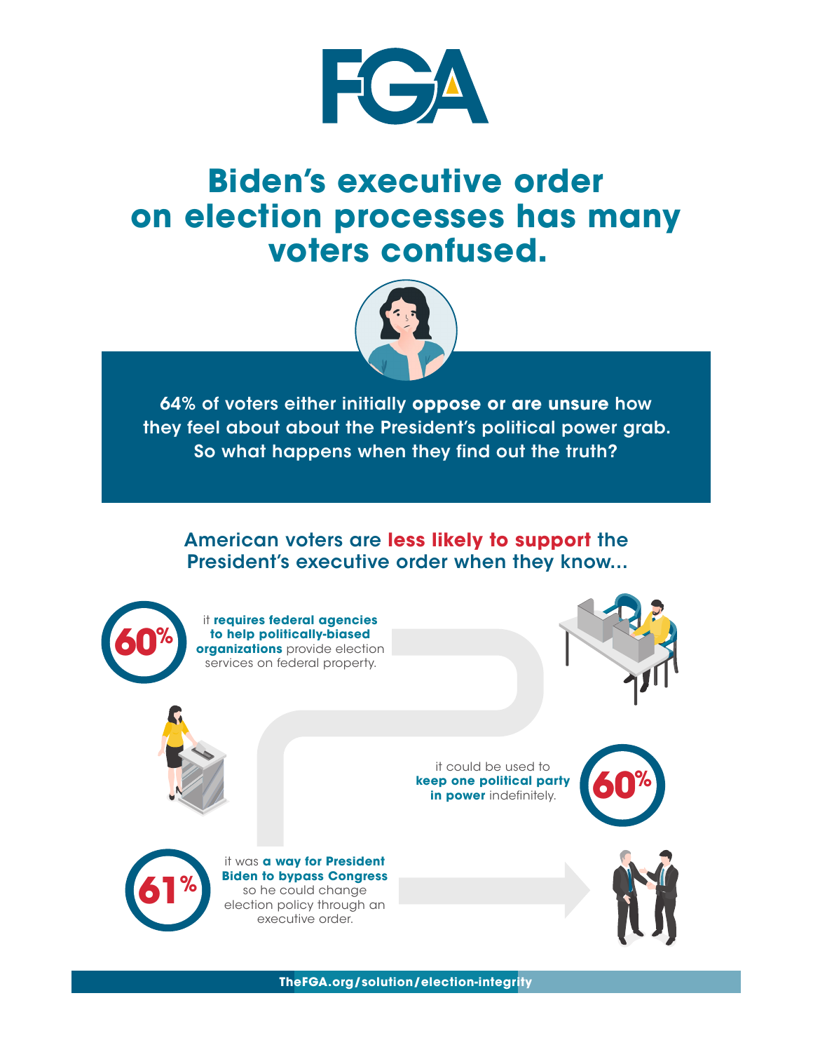# FGA

## Biden's executive order on election processes has many voters confused.

64% of voters either initially **oppose or are unsure** how they feel about about the President's political power grab. So what happens when they find out the truth?

### American voters are less likely to support the President's executive order when they know...

**60%** it **requires federal agencies to help politically-biased organizations** provide election services on federal property.

**60%** it could be used to **keep one political party in power** indefinitely.

**61%** it was **a way for President Biden to bypass Congress** so he could change election policy through an executive order.

TheFGA.org/solution/election-integrity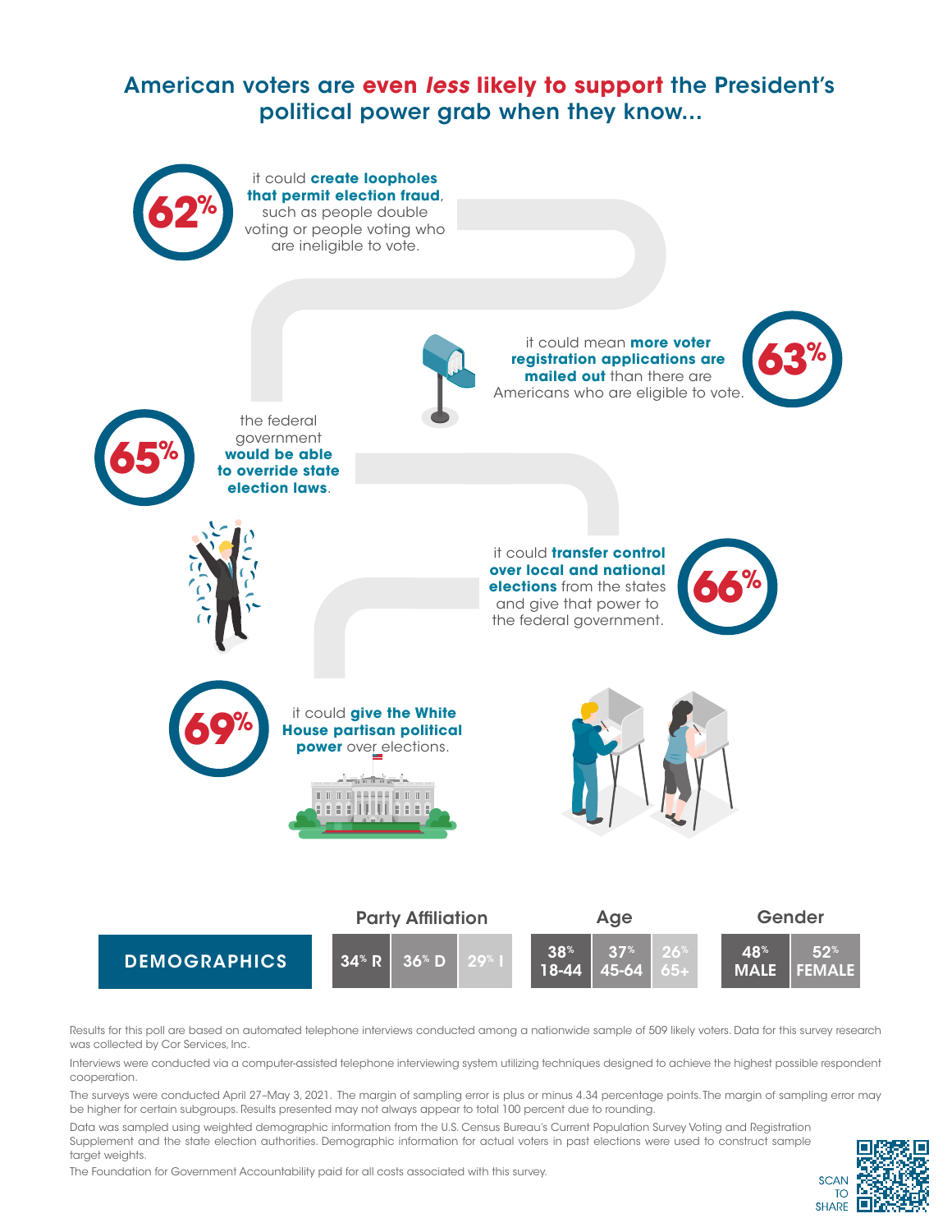# American voters are **even *less* likely to support** the President's political power grab when they know...

**62%** it could **create loopholes that permit election fraud**, such as people double voting or people voting who are ineligible to vote.

**63%** it could mean **more voter registration applications are mailed out** than there are Americans who are eligible to vote.

**65%** the federal government **would be able to override state election laws**.

**66%** it could **transfer control over local and national elections** from the states and give that power to the federal government.

**69%** it could **give the White House partisan political power** over elections.

**DEMOGRAPHICS**

Party Affiliation
34% R
36% D
29% I

Age
38% 18-44
37% 45-64
26% 65+

Gender
48% MALE
52% FEMALE

Results for this poll are based on automated telephone interviews conducted among a nationwide sample of 509 likely voters. Data for this survey research was collected by Cor Services, Inc.

Interviews were conducted via a computer-assisted telephone interviewing system utilizing techniques designed to achieve the highest possible respondent cooperation.

The surveys were conducted April 27–May 3, 2021. The margin of sampling error is plus or minus 4.34 percentage points. The margin of sampling error may be higher for certain subgroups. Results presented may not always appear to total 100 percent due to rounding.

Data was sampled using weighted demographic information from the U.S. Census Bureau's Current Population Survey Voting and Registration Supplement and the state election authorities. Demographic information for actual voters in past elections were used to construct sample target weights.

The Foundation for Government Accountability paid for all costs associated with this survey.

SCAN TO SHARE